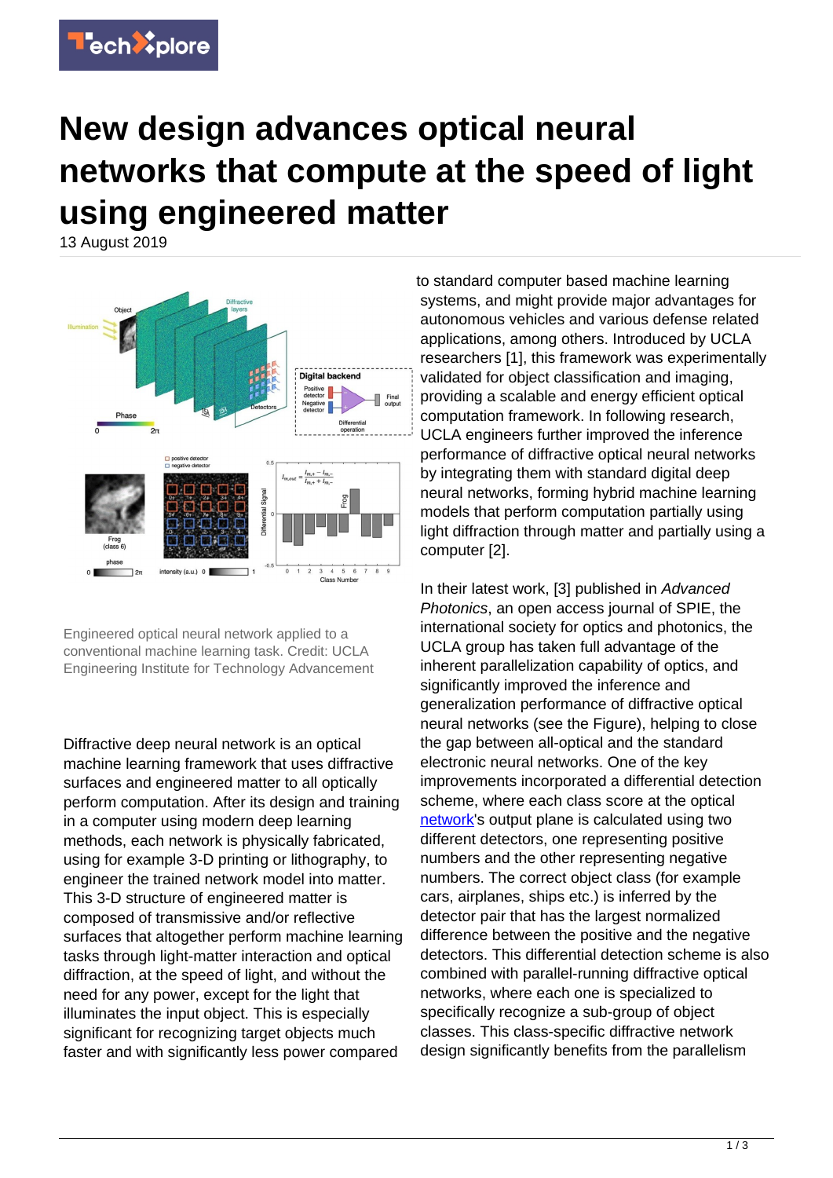# New design advances optical neural networks that compute at the speed of light using engineered matter

13 August 2019

Engineered optical neural network applied to a conventional machine learning task. Credit: UCLA Engineering Institute for Technology Advancement

Diffractive deep neural network is an optical machine learning framework that uses diffractive surfaces and engineered matter to all optically perform computation. After its design and training in a computer using modern deep learning methods, each network is physically fabricated, using for example 3-D printing or lithography, to engineer the trained network model into matter. This 3-D structure of engineered matter is composed of transmissive and/or reflective surfaces that altogether perform machine learning tasks through light-matter interaction and optical diffraction, at the speed of light, and without the need for any power, except for the light that illuminates the input object. This is especially significant for recognizing target objects much faster and with significantly less power compared to standard computer based machine learning systems, and might provide major advantages for autonomous vehicles and various defense related applications, among others. Introduced by UCLA researchers [1], this framework was experimentally validated for object classification and imaging, providing a scalable and energy efficient optical computation framework. In following research, UCLA engineers further improved the inference performance of diffractive optical neural networks by integrating them with standard digital deep neural networks, forming hybrid machine learning models that perform computation partially using light diffraction through matter and partially using a computer [2].

In their latest work, [3] published in *Advanced Photonics*, an open access journal of SPIE, the international society for optics and photonics, the UCLA group has taken full advantage of the inherent parallelization capability of optics, and significantly improved the inference and generalization performance of diffractive optical neural networks (see the Figure), helping to close the gap between all-optical and the standard electronic neural networks. One of the key improvements incorporated a differential detection scheme, where each class score at the optical network's output plane is calculated using two different detectors, one representing positive numbers and the other representing negative numbers. The correct object class (for example cars, airplanes, ships etc.) is inferred by the detector pair that has the largest normalized difference between the positive and the negative detectors. This differential detection scheme is also combined with parallel-running diffractive optical networks, where each one is specialized to specifically recognize a sub-group of object classes. This class-specific diffractive network design significantly benefits from the parallelism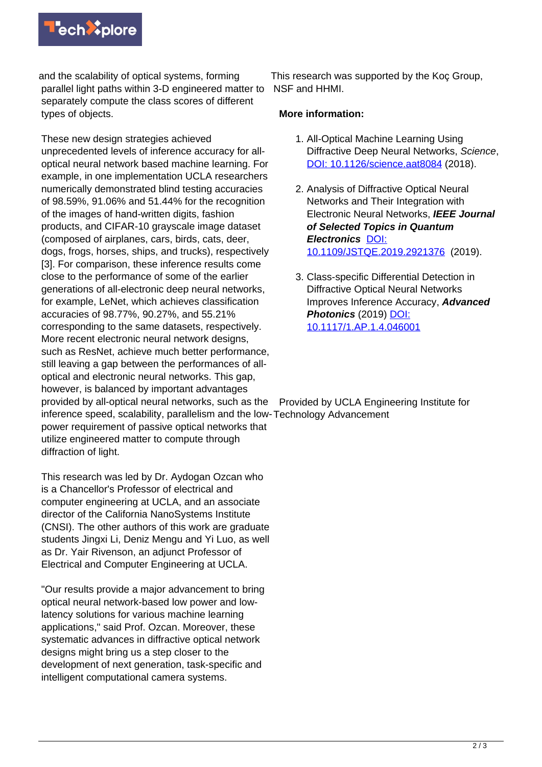and the scalability of optical systems, forming parallel light paths within 3-D engineered matter to separately compute the class scores of different types of objects.

These new design strategies achieved unprecedented levels of inference accuracy for all-optical neural network based machine learning. For example, in one implementation UCLA researchers numerically demonstrated blind testing accuracies of 98.59%, 91.06% and 51.44% for the recognition of the images of hand-written digits, fashion products, and CIFAR-10 grayscale image dataset (composed of airplanes, cars, birds, cats, deer, dogs, frogs, horses, ships, and trucks), respectively [3]. For comparison, these inference results come close to the performance of some of the earlier generations of all-electronic deep neural networks, for example, LeNet, which achieves classification accuracies of 98.77%, 90.27%, and 55.21% corresponding to the same datasets, respectively. More recent electronic neural network designs, such as ResNet, achieve much better performance, still leaving a gap between the performances of all-optical and electronic neural networks. This gap, however, is balanced by important advantages provided by all-optical neural networks, such as the inference speed, scalability, parallelism and the low-power requirement of passive optical networks that utilize engineered matter to compute through diffraction of light.

This research was led by Dr. Aydogan Ozcan who is a Chancellor's Professor of electrical and computer engineering at UCLA, and an associate director of the California NanoSystems Institute (CNSI). The other authors of this work are graduate students Jingxi Li, Deniz Mengu and Yi Luo, as well as Dr. Yair Rivenson, an adjunct Professor of Electrical and Computer Engineering at UCLA.

"Our results provide a major advancement to bring optical neural network-based low power and low-latency solutions for various machine learning applications," said Prof. Ozcan. Moreover, these systematic advances in diffractive optical network designs might bring us a step closer to the development of next generation, task-specific and intelligent computational camera systems.

This research was supported by the Koç Group, NSF and HHMI.

**More information:**

1. All-Optical Machine Learning Using Diffractive Deep Neural Networks, *Science*, DOI: 10.1126/science.aat8084 (2018).
2. Analysis of Diffractive Optical Neural Networks and Their Integration with Electronic Neural Networks, ***IEEE Journal of Selected Topics in Quantum Electronics*** DOI: 10.1109/JSTQE.2019.2921376 (2019).
3. Class-specific Differential Detection in Diffractive Optical Neural Networks Improves Inference Accuracy, ***Advanced Photonics*** (2019) DOI: 10.1117/1.AP.1.4.046001

Provided by UCLA Engineering Institute for Technology Advancement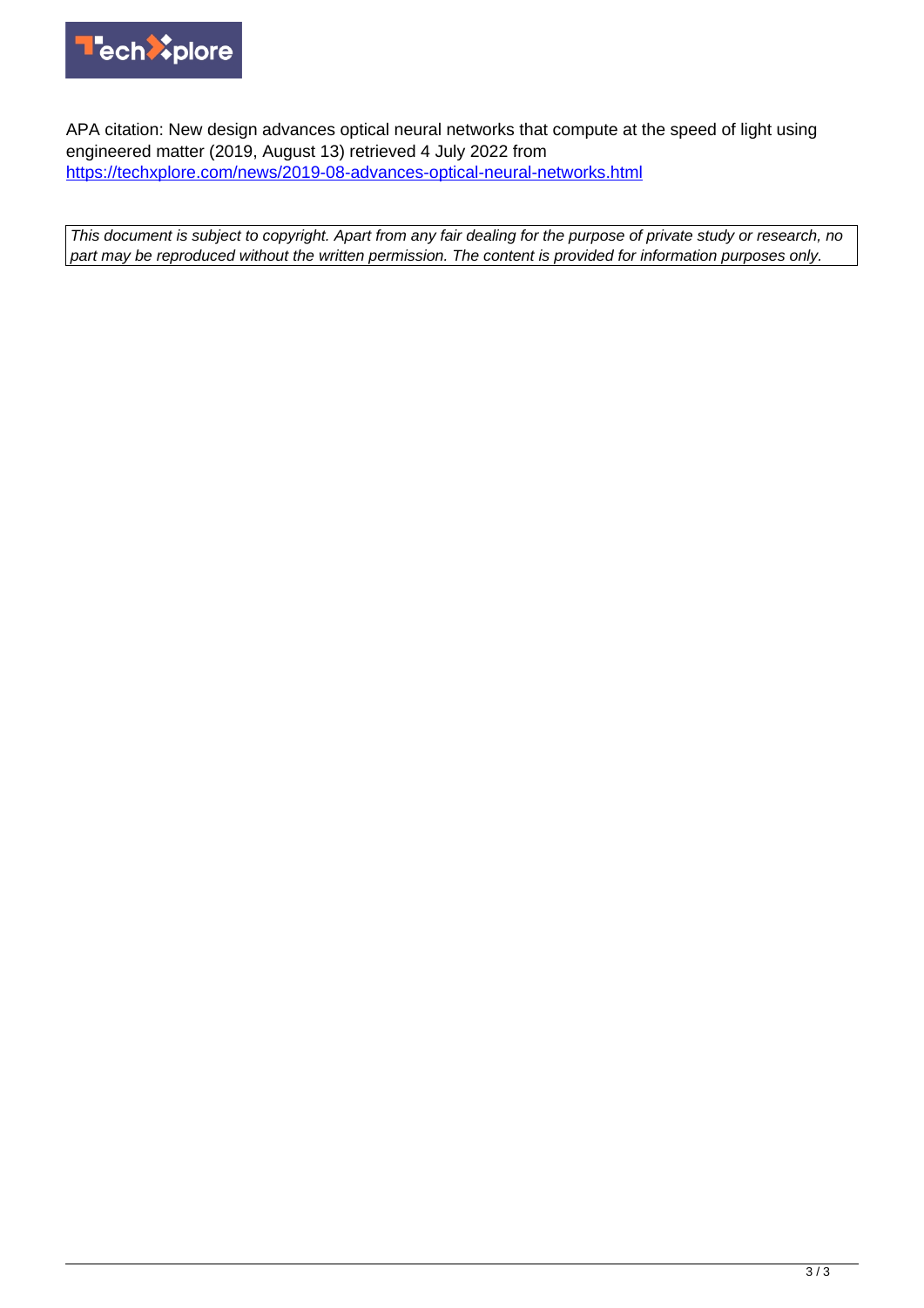APA citation: New design advances optical neural networks that compute at the speed of light using engineered matter (2019, August 13) retrieved 4 July 2022 from https://techxplore.com/news/2019-08-advances-optical-neural-networks.html

*This document is subject to copyright. Apart from any fair dealing for the purpose of private study or research, no part may be reproduced without the written permission. The content is provided for information purposes only.*